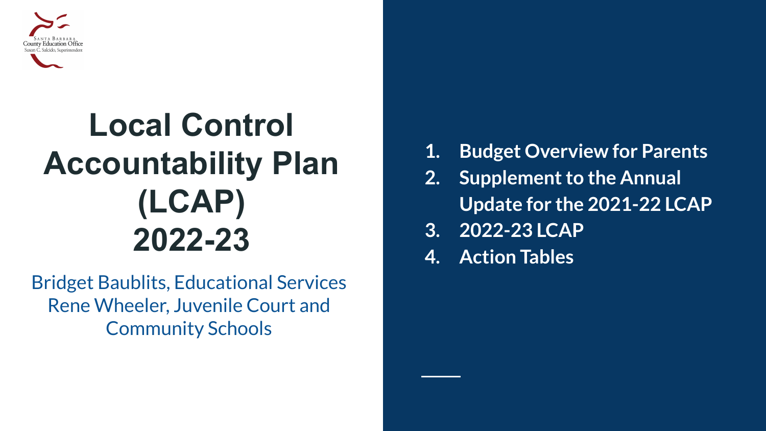Santa Barbara County Education Office
Susan C. Salcido, Superintendent

# Local Control Accountability Plan (LCAP) 2022-23

Bridget Baublits, Educational Services
Rene Wheeler, Juvenile Court and Community Schools

1. **Budget Overview for Parents**
2. **Supplement to the Annual Update for the 2021-22 LCAP**
3. **2022-23 LCAP**
4. **Action Tables**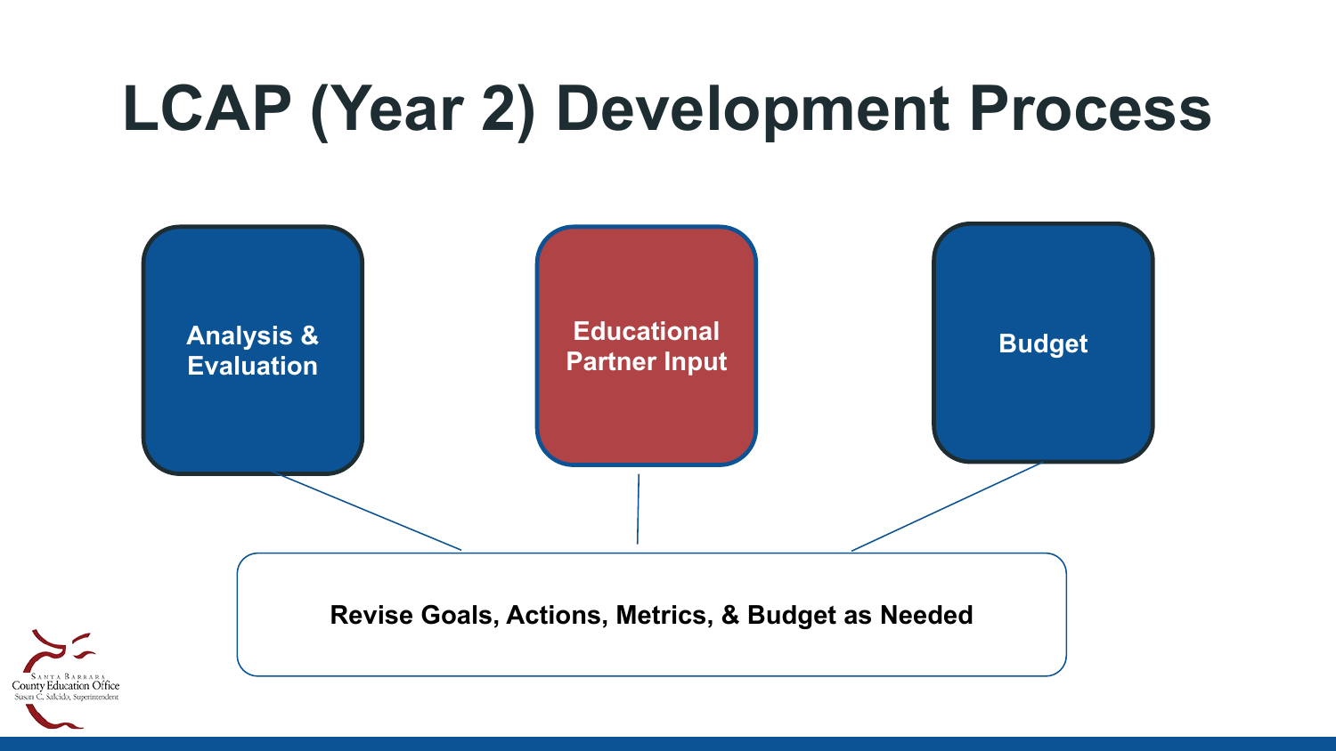# LCAP (Year 2) Development Process

- Analysis & Evaluation
- Educational Partner Input
- Budget

**Revise Goals, Actions, Metrics, & Budget as Needed**

Santa Barbara County Education Office
Susan C. Salcido, Superintendent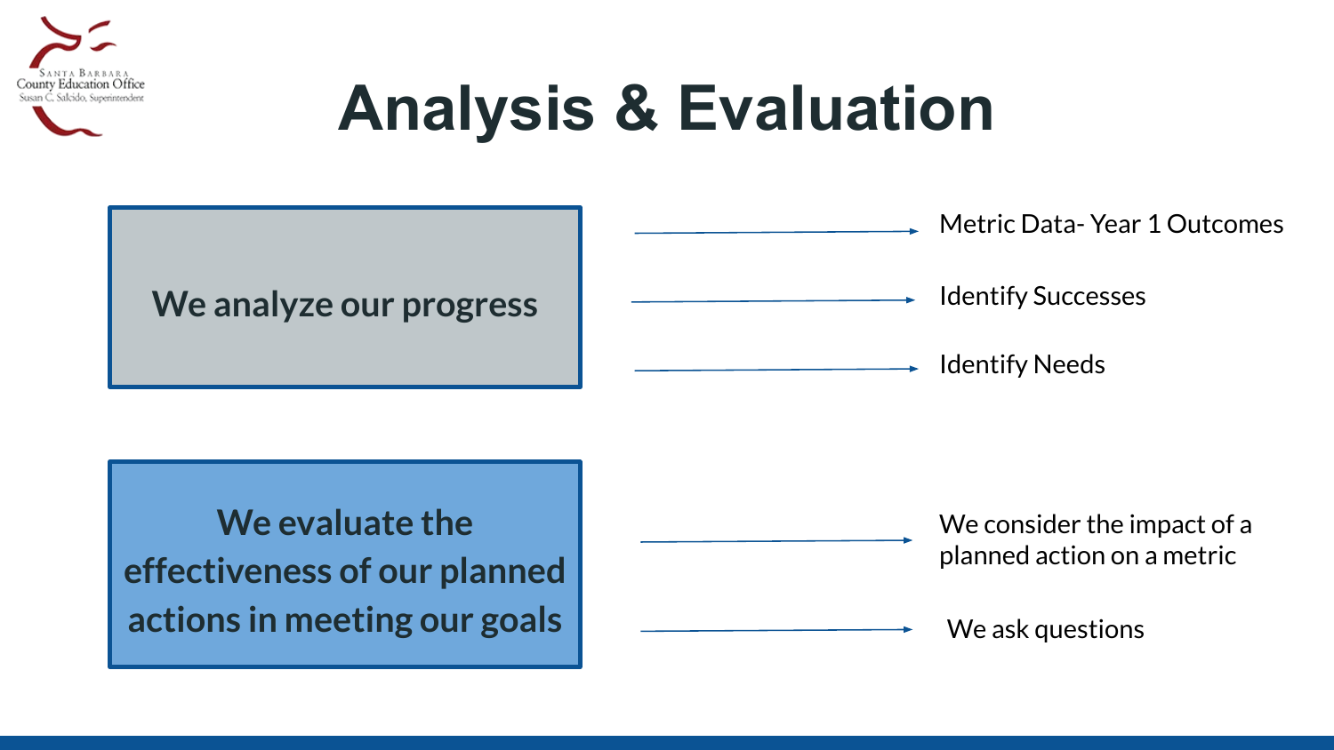# Analysis & Evaluation

**We analyze our progress**

- Metric Data- Year 1 Outcomes
- Identify Successes
- Identify Needs

**We evaluate the effectiveness of our planned actions in meeting our goals**

- We consider the impact of a planned action on a metric
- We ask questions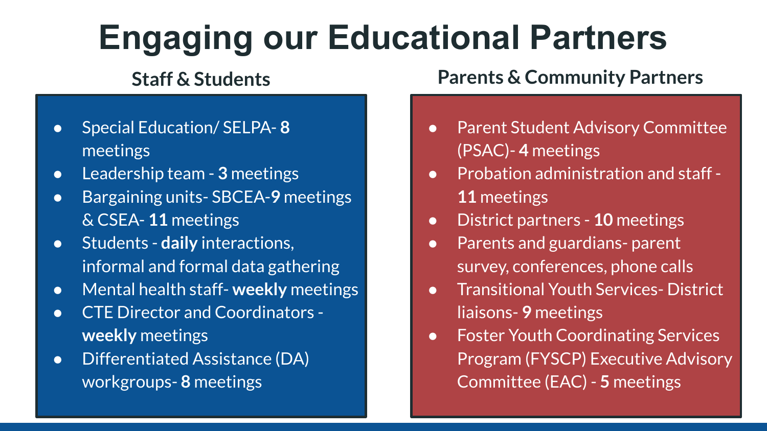# Engaging our Educational Partners

## Staff & Students

- Special Education/ SELPA- **8** meetings
- Leadership team - **3** meetings
- Bargaining units- SBCEA-**9** meetings & CSEA- **11** meetings
- Students - **daily** interactions, informal and formal data gathering
- Mental health staff- **weekly** meetings
- CTE Director and Coordinators - **weekly** meetings
- Differentiated Assistance (DA) workgroups- **8** meetings

## Parents & Community Partners

- Parent Student Advisory Committee (PSAC)- **4** meetings
- Probation administration and staff - **11** meetings
- District partners - **10** meetings
- Parents and guardians- parent survey, conferences, phone calls
- Transitional Youth Services- District liaisons- **9** meetings
- Foster Youth Coordinating Services Program (FYSCP) Executive Advisory Committee (EAC) - **5** meetings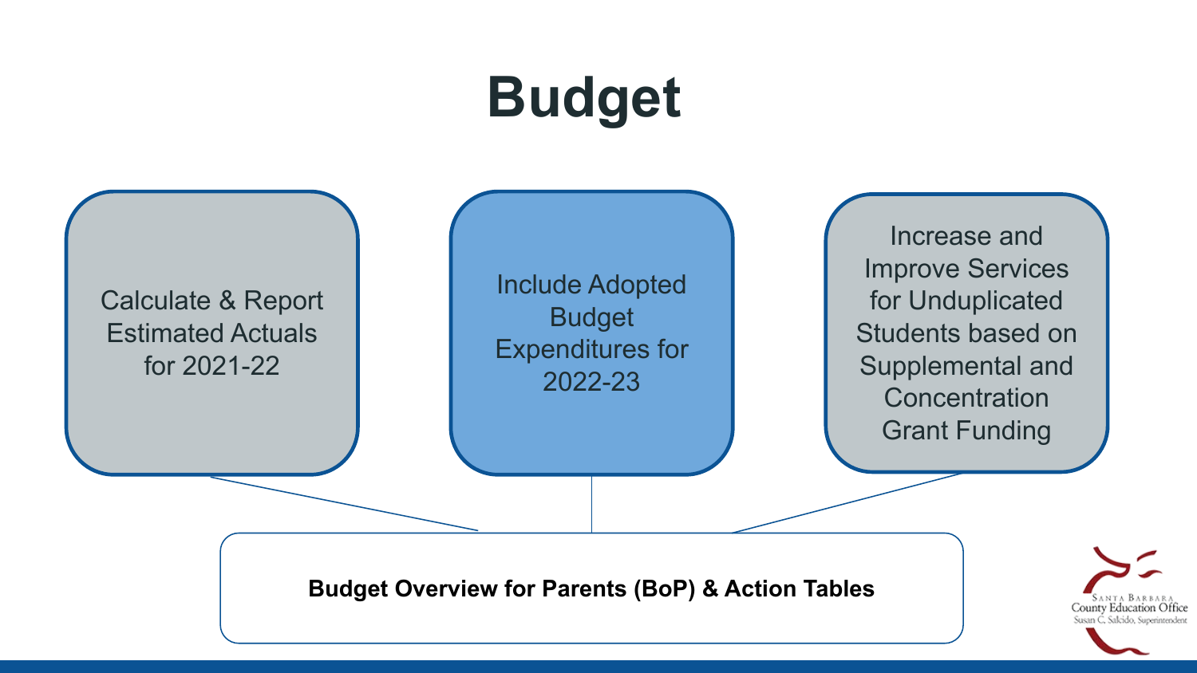# Budget

Calculate & Report Estimated Actuals for 2021-22

Include Adopted Budget Expenditures for 2022-23

Increase and Improve Services for Unduplicated Students based on Supplemental and Concentration Grant Funding

**Budget Overview for Parents (BoP) & Action Tables**

Santa Barbara County Education Office
Susan C. Salcido, Superintendent